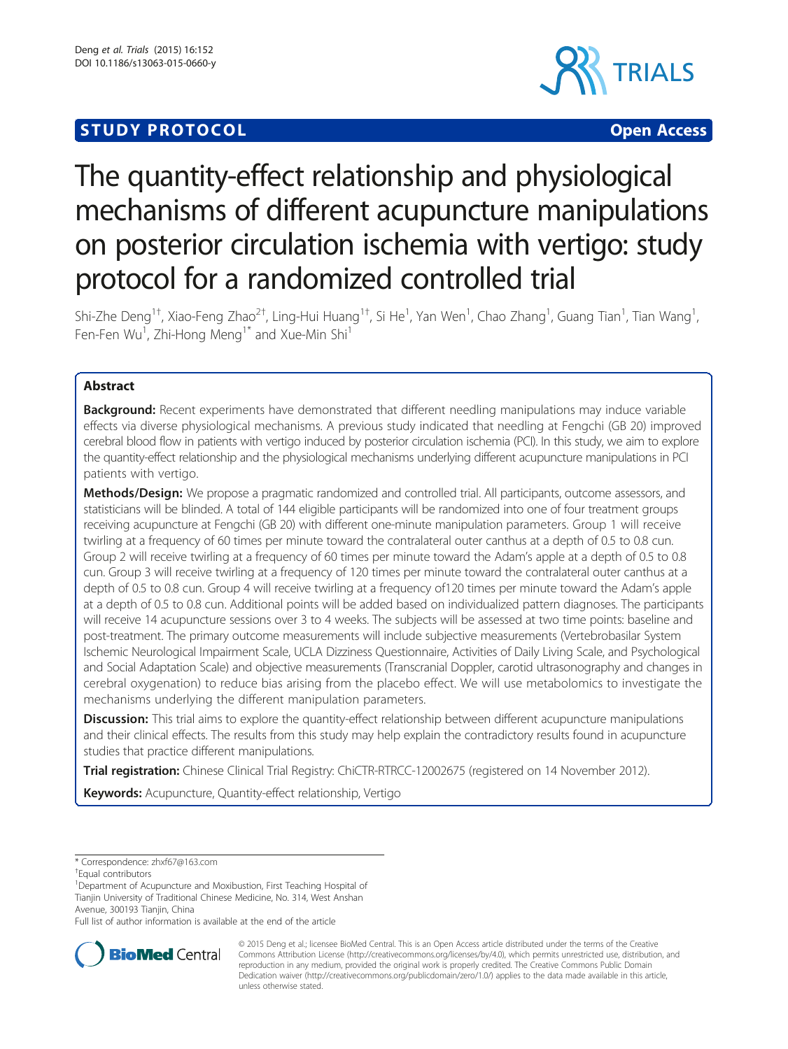**STUDY PROTOCOL** **Open Access**

# The quantity-effect relationship and physiological mechanisms of different acupuncture manipulations on posterior circulation ischemia with vertigo: study protocol for a randomized controlled trial

Shi-Zhe Deng[1†], Xiao-Feng Zhao[2†], Ling-Hui Huang[1†], Si He[1], Yan Wen[1], Chao Zhang[1], Guang Tian[1], Tian Wang[1], Fen-Fen Wu[1], Zhi-Hong Meng[1*] and Xue-Min Shi[1]

## Abstract

**Background:** Recent experiments have demonstrated that different needling manipulations may induce variable effects via diverse physiological mechanisms. A previous study indicated that needling at Fengchi (GB 20) improved cerebral blood flow in patients with vertigo induced by posterior circulation ischemia (PCI). In this study, we aim to explore the quantity-effect relationship and the physiological mechanisms underlying different acupuncture manipulations in PCI patients with vertigo.

**Methods/Design:** We propose a pragmatic randomized and controlled trial. All participants, outcome assessors, and statisticians will be blinded. A total of 144 eligible participants will be randomized into one of four treatment groups receiving acupuncture at Fengchi (GB 20) with different one-minute manipulation parameters. Group 1 will receive twirling at a frequency of 60 times per minute toward the contralateral outer canthus at a depth of 0.5 to 0.8 cun. Group 2 will receive twirling at a frequency of 60 times per minute toward the Adam's apple at a depth of 0.5 to 0.8 cun. Group 3 will receive twirling at a frequency of 120 times per minute toward the contralateral outer canthus at a depth of 0.5 to 0.8 cun. Group 4 will receive twirling at a frequency of120 times per minute toward the Adam's apple at a depth of 0.5 to 0.8 cun. Additional points will be added based on individualized pattern diagnoses. The participants will receive 14 acupuncture sessions over 3 to 4 weeks. The subjects will be assessed at two time points: baseline and post-treatment. The primary outcome measurements will include subjective measurements (Vertebrobasilar System Ischemic Neurological Impairment Scale, UCLA Dizziness Questionnaire, Activities of Daily Living Scale, and Psychological and Social Adaptation Scale) and objective measurements (Transcranial Doppler, carotid ultrasonography and changes in cerebral oxygenation) to reduce bias arising from the placebo effect. We will use metabolomics to investigate the mechanisms underlying the different manipulation parameters.

**Discussion:** This trial aims to explore the quantity-effect relationship between different acupuncture manipulations and their clinical effects. The results from this study may help explain the contradictory results found in acupuncture studies that practice different manipulations.

**Trial registration:** Chinese Clinical Trial Registry: ChiCTR-RTRCC-12002675 (registered on 14 November 2012).

**Keywords:** Acupuncture, Quantity-effect relationship, Vertigo

---

\* Correspondence: zhxf67@163.com

†Equal contributors

[1]Department of Acupuncture and Moxibustion, First Teaching Hospital of Tianjin University of Traditional Chinese Medicine, No. 314, West Anshan Avenue, 300193 Tianjin, China

Full list of author information is available at the end of the article

© 2015 Deng et al.; licensee BioMed Central. This is an Open Access article distributed under the terms of the Creative Commons Attribution License (http://creativecommons.org/licenses/by/4.0), which permits unrestricted use, distribution, and reproduction in any medium, provided the original work is properly credited. The Creative Commons Public Domain Dedication waiver (http://creativecommons.org/publicdomain/zero/1.0/) applies to the data made available in this article, unless otherwise stated.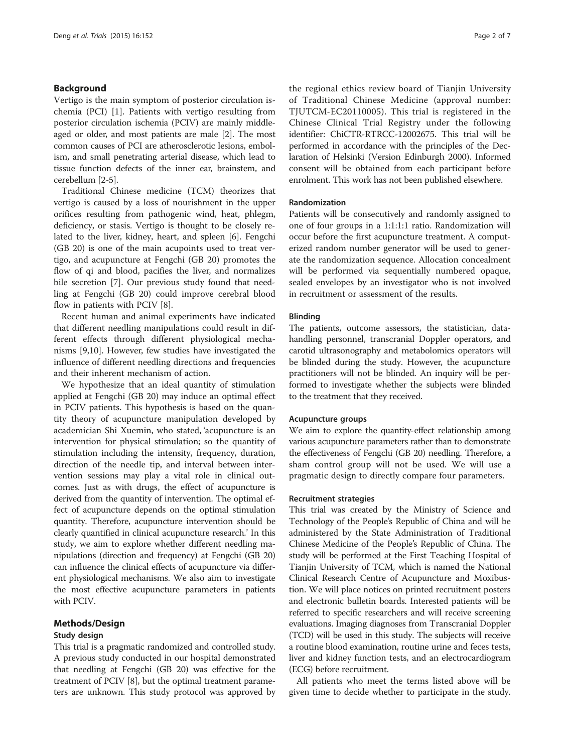## Background

Vertigo is the main symptom of posterior circulation ischemia (PCI) [1]. Patients with vertigo resulting from posterior circulation ischemia (PCIV) are mainly middle-aged or older, and most patients are male [2]. The most common causes of PCI are atherosclerotic lesions, embolism, and small penetrating arterial disease, which lead to tissue function defects of the inner ear, brainstem, and cerebellum [2-5].

Traditional Chinese medicine (TCM) theorizes that vertigo is caused by a loss of nourishment in the upper orifices resulting from pathogenic wind, heat, phlegm, deficiency, or stasis. Vertigo is thought to be closely related to the liver, kidney, heart, and spleen [6]. Fengchi (GB 20) is one of the main acupoints used to treat vertigo, and acupuncture at Fengchi (GB 20) promotes the flow of qi and blood, pacifies the liver, and normalizes bile secretion [7]. Our previous study found that needling at Fengchi (GB 20) could improve cerebral blood flow in patients with PCIV [8].

Recent human and animal experiments have indicated that different needling manipulations could result in different effects through different physiological mechanisms [9,10]. However, few studies have investigated the influence of different needling directions and frequencies and their inherent mechanism of action.

We hypothesize that an ideal quantity of stimulation applied at Fengchi (GB 20) may induce an optimal effect in PCIV patients. This hypothesis is based on the quantity theory of acupuncture manipulation developed by academician Shi Xuemin, who stated, 'acupuncture is an intervention for physical stimulation; so the quantity of stimulation including the intensity, frequency, duration, direction of the needle tip, and interval between intervention sessions may play a vital role in clinical outcomes. Just as with drugs, the effect of acupuncture is derived from the quantity of intervention. The optimal effect of acupuncture depends on the optimal stimulation quantity. Therefore, acupuncture intervention should be clearly quantified in clinical acupuncture research.' In this study, we aim to explore whether different needling manipulations (direction and frequency) at Fengchi (GB 20) can influence the clinical effects of acupuncture via different physiological mechanisms. We also aim to investigate the most effective acupuncture parameters in patients with PCIV.

## Methods/Design

### Study design

This trial is a pragmatic randomized and controlled study. A previous study conducted in our hospital demonstrated that needling at Fengchi (GB 20) was effective for the treatment of PCIV [8], but the optimal treatment parameters are unknown. This study protocol was approved by the regional ethics review board of Tianjin University of Traditional Chinese Medicine (approval number: TJUTCM-EC20110005). This trial is registered in the Chinese Clinical Trial Registry under the following identifier: ChiCTR-RTRCC-12002675. This trial will be performed in accordance with the principles of the Declaration of Helsinki (Version Edinburgh 2000). Informed consent will be obtained from each participant before enrolment. This work has not been published elsewhere.

### Randomization

Patients will be consecutively and randomly assigned to one of four groups in a 1:1:1:1 ratio. Randomization will occur before the first acupuncture treatment. A computerized random number generator will be used to generate the randomization sequence. Allocation concealment will be performed via sequentially numbered opaque, sealed envelopes by an investigator who is not involved in recruitment or assessment of the results.

### Blinding

The patients, outcome assessors, the statistician, data-handling personnel, transcranial Doppler operators, and carotid ultrasonography and metabolomics operators will be blinded during the study. However, the acupuncture practitioners will not be blinded. An inquiry will be performed to investigate whether the subjects were blinded to the treatment that they received.

### Acupuncture groups

We aim to explore the quantity-effect relationship among various acupuncture parameters rather than to demonstrate the effectiveness of Fengchi (GB 20) needling. Therefore, a sham control group will not be used. We will use a pragmatic design to directly compare four parameters.

### Recruitment strategies

This trial was created by the Ministry of Science and Technology of the People's Republic of China and will be administered by the State Administration of Traditional Chinese Medicine of the People's Republic of China. The study will be performed at the First Teaching Hospital of Tianjin University of TCM, which is named the National Clinical Research Centre of Acupuncture and Moxibustion. We will place notices on printed recruitment posters and electronic bulletin boards. Interested patients will be referred to specific researchers and will receive screening evaluations. Imaging diagnoses from Transcranial Doppler (TCD) will be used in this study. The subjects will receive a routine blood examination, routine urine and feces tests, liver and kidney function tests, and an electrocardiogram (ECG) before recruitment.

All patients who meet the terms listed above will be given time to decide whether to participate in the study.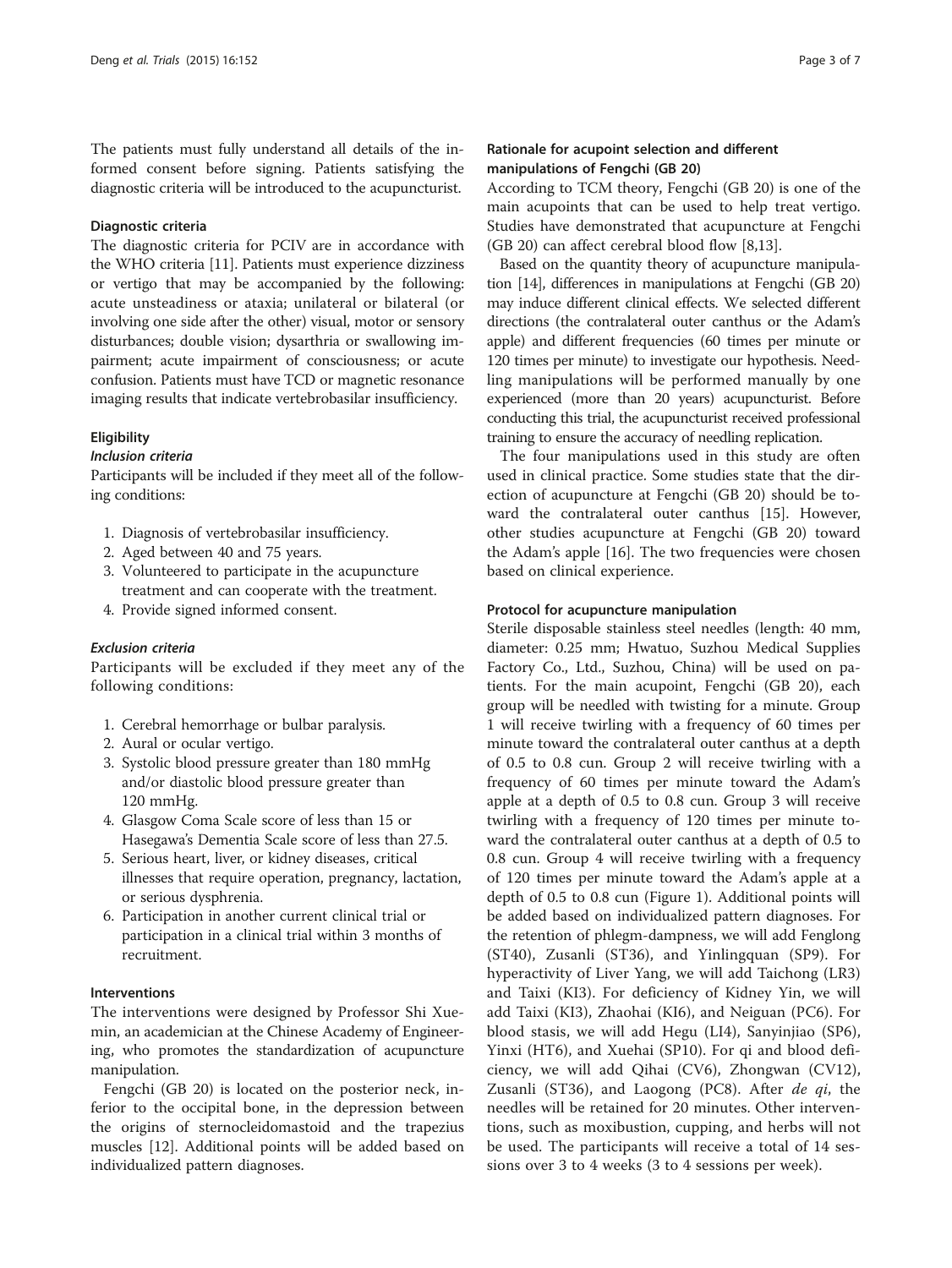The patients must fully understand all details of the informed consent before signing. Patients satisfying the diagnostic criteria will be introduced to the acupuncturist.

### Diagnostic criteria

The diagnostic criteria for PCIV are in accordance with the WHO criteria [11]. Patients must experience dizziness or vertigo that may be accompanied by the following: acute unsteadiness or ataxia; unilateral or bilateral (or involving one side after the other) visual, motor or sensory disturbances; double vision; dysarthria or swallowing impairment; acute impairment of consciousness; or acute confusion. Patients must have TCD or magnetic resonance imaging results that indicate vertebrobasilar insufficiency.

### Eligibility

#### *Inclusion criteria*

Participants will be included if they meet all of the following conditions:

1. Diagnosis of vertebrobasilar insufficiency.
2. Aged between 40 and 75 years.
3. Volunteered to participate in the acupuncture treatment and can cooperate with the treatment.
4. Provide signed informed consent.

#### *Exclusion criteria*

Participants will be excluded if they meet any of the following conditions:

1. Cerebral hemorrhage or bulbar paralysis.
2. Aural or ocular vertigo.
3. Systolic blood pressure greater than 180 mmHg and/or diastolic blood pressure greater than 120 mmHg.
4. Glasgow Coma Scale score of less than 15 or Hasegawa's Dementia Scale score of less than 27.5.
5. Serious heart, liver, or kidney diseases, critical illnesses that require operation, pregnancy, lactation, or serious dysphrenia.
6. Participation in another current clinical trial or participation in a clinical trial within 3 months of recruitment.

### Interventions

The interventions were designed by Professor Shi Xuemin, an academician at the Chinese Academy of Engineering, who promotes the standardization of acupuncture manipulation.

Fengchi (GB 20) is located on the posterior neck, inferior to the occipital bone, in the depression between the origins of sternocleidomastoid and the trapezius muscles [12]. Additional points will be added based on individualized pattern diagnoses.

### Rationale for acupoint selection and different manipulations of Fengchi (GB 20)

According to TCM theory, Fengchi (GB 20) is one of the main acupoints that can be used to help treat vertigo. Studies have demonstrated that acupuncture at Fengchi (GB 20) can affect cerebral blood flow [8,13].

Based on the quantity theory of acupuncture manipulation [14], differences in manipulations at Fengchi (GB 20) may induce different clinical effects. We selected different directions (the contralateral outer canthus or the Adam's apple) and different frequencies (60 times per minute or 120 times per minute) to investigate our hypothesis. Needling manipulations will be performed manually by one experienced (more than 20 years) acupuncturist. Before conducting this trial, the acupuncturist received professional training to ensure the accuracy of needling replication.

The four manipulations used in this study are often used in clinical practice. Some studies state that the direction of acupuncture at Fengchi (GB 20) should be toward the contralateral outer canthus [15]. However, other studies acupuncture at Fengchi (GB 20) toward the Adam's apple [16]. The two frequencies were chosen based on clinical experience.

### Protocol for acupuncture manipulation

Sterile disposable stainless steel needles (length: 40 mm, diameter: 0.25 mm; Hwatuo, Suzhou Medical Supplies Factory Co., Ltd., Suzhou, China) will be used on patients. For the main acupoint, Fengchi (GB 20), each group will be needled with twisting for a minute. Group 1 will receive twirling with a frequency of 60 times per minute toward the contralateral outer canthus at a depth of 0.5 to 0.8 cun. Group 2 will receive twirling with a frequency of 60 times per minute toward the Adam's apple at a depth of 0.5 to 0.8 cun. Group 3 will receive twirling with a frequency of 120 times per minute toward the contralateral outer canthus at a depth of 0.5 to 0.8 cun. Group 4 will receive twirling with a frequency of 120 times per minute toward the Adam's apple at a depth of 0.5 to 0.8 cun (Figure 1). Additional points will be added based on individualized pattern diagnoses. For the retention of phlegm-dampness, we will add Fenglong (ST40), Zusanli (ST36), and Yinlingquan (SP9). For hyperactivity of Liver Yang, we will add Taichong (LR3) and Taixi (KI3). For deficiency of Kidney Yin, we will add Taixi (KI3), Zhaohai (KI6), and Neiguan (PC6). For blood stasis, we will add Hegu (LI4), Sanyinjiao (SP6), Yinxi (HT6), and Xuehai (SP10). For qi and blood deficiency, we will add Qihai (CV6), Zhongwan (CV12), Zusanli (ST36), and Laogong (PC8). After *de qi*, the needles will be retained for 20 minutes. Other interventions, such as moxibustion, cupping, and herbs will not be used. The participants will receive a total of 14 sessions over 3 to 4 weeks (3 to 4 sessions per week).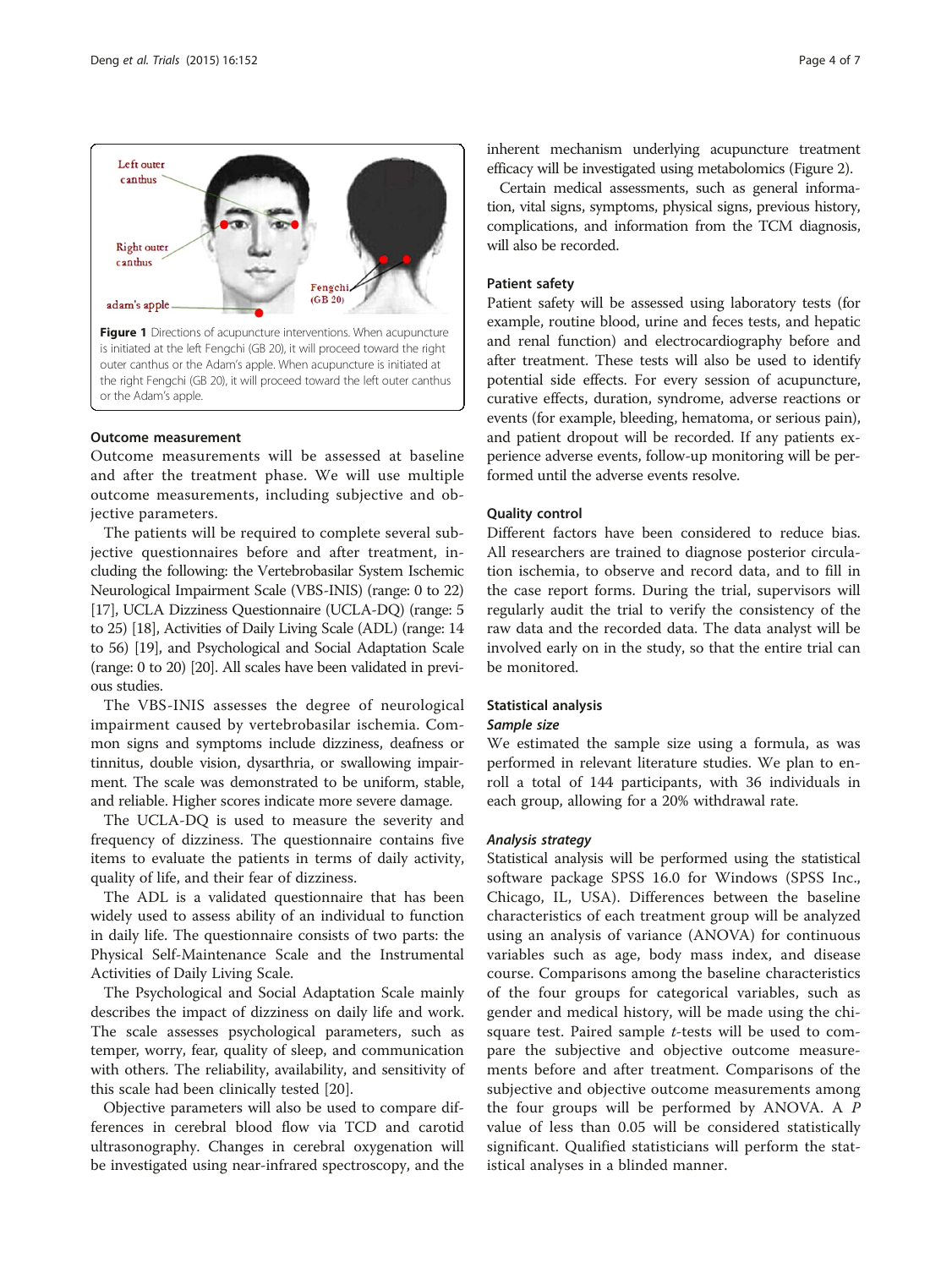Left outer canthus

Right outer canthus

adam's apple

Fengchi (GB 20)

**Figure 1** Directions of acupuncture interventions. When acupuncture is initiated at the left Fengchi (GB 20), it will proceed toward the right outer canthus or the Adam's apple. When acupuncture is initiated at the right Fengchi (GB 20), it will proceed toward the left outer canthus or the Adam's apple.

### Outcome measurement

Outcome measurements will be assessed at baseline and after the treatment phase. We will use multiple outcome measurements, including subjective and objective parameters.

The patients will be required to complete several subjective questionnaires before and after treatment, including the following: the Vertebrobasilar System Ischemic Neurological Impairment Scale (VBS-INIS) (range: 0 to 22) [17], UCLA Dizziness Questionnaire (UCLA-DQ) (range: 5 to 25) [18], Activities of Daily Living Scale (ADL) (range: 14 to 56) [19], and Psychological and Social Adaptation Scale (range: 0 to 20) [20]. All scales have been validated in previous studies.

The VBS-INIS assesses the degree of neurological impairment caused by vertebrobasilar ischemia. Common signs and symptoms include dizziness, deafness or tinnitus, double vision, dysarthria, or swallowing impairment. The scale was demonstrated to be uniform, stable, and reliable. Higher scores indicate more severe damage.

The UCLA-DQ is used to measure the severity and frequency of dizziness. The questionnaire contains five items to evaluate the patients in terms of daily activity, quality of life, and their fear of dizziness.

The ADL is a validated questionnaire that has been widely used to assess ability of an individual to function in daily life. The questionnaire consists of two parts: the Physical Self-Maintenance Scale and the Instrumental Activities of Daily Living Scale.

The Psychological and Social Adaptation Scale mainly describes the impact of dizziness on daily life and work. The scale assesses psychological parameters, such as temper, worry, fear, quality of sleep, and communication with others. The reliability, availability, and sensitivity of this scale had been clinically tested [20].

Objective parameters will also be used to compare differences in cerebral blood flow via TCD and carotid ultrasonography. Changes in cerebral oxygenation will be investigated using near-infrared spectroscopy, and the inherent mechanism underlying acupuncture treatment efficacy will be investigated using metabolomics (Figure 2).

Certain medical assessments, such as general information, vital signs, symptoms, physical signs, previous history, complications, and information from the TCM diagnosis, will also be recorded.

### Patient safety

Patient safety will be assessed using laboratory tests (for example, routine blood, urine and feces tests, and hepatic and renal function) and electrocardiography before and after treatment. These tests will also be used to identify potential side effects. For every session of acupuncture, curative effects, duration, syndrome, adverse reactions or events (for example, bleeding, hematoma, or serious pain), and patient dropout will be recorded. If any patients experience adverse events, follow-up monitoring will be performed until the adverse events resolve.

### Quality control

Different factors have been considered to reduce bias. All researchers are trained to diagnose posterior circulation ischemia, to observe and record data, and to fill in the case report forms. During the trial, supervisors will regularly audit the trial to verify the consistency of the raw data and the recorded data. The data analyst will be involved early on in the study, so that the entire trial can be monitored.

### Statistical analysis

#### *Sample size*

We estimated the sample size using a formula, as was performed in relevant literature studies. We plan to enroll a total of 144 participants, with 36 individuals in each group, allowing for a 20% withdrawal rate.

#### *Analysis strategy*

Statistical analysis will be performed using the statistical software package SPSS 16.0 for Windows (SPSS Inc., Chicago, IL, USA). Differences between the baseline characteristics of each treatment group will be analyzed using an analysis of variance (ANOVA) for continuous variables such as age, body mass index, and disease course. Comparisons among the baseline characteristics of the four groups for categorical variables, such as gender and medical history, will be made using the chi-square test. Paired sample *t*-tests will be used to compare the subjective and objective outcome measurements before and after treatment. Comparisons of the subjective and objective outcome measurements among the four groups will be performed by ANOVA. A *P* value of less than 0.05 will be considered statistically significant. Qualified statisticians will perform the statistical analyses in a blinded manner.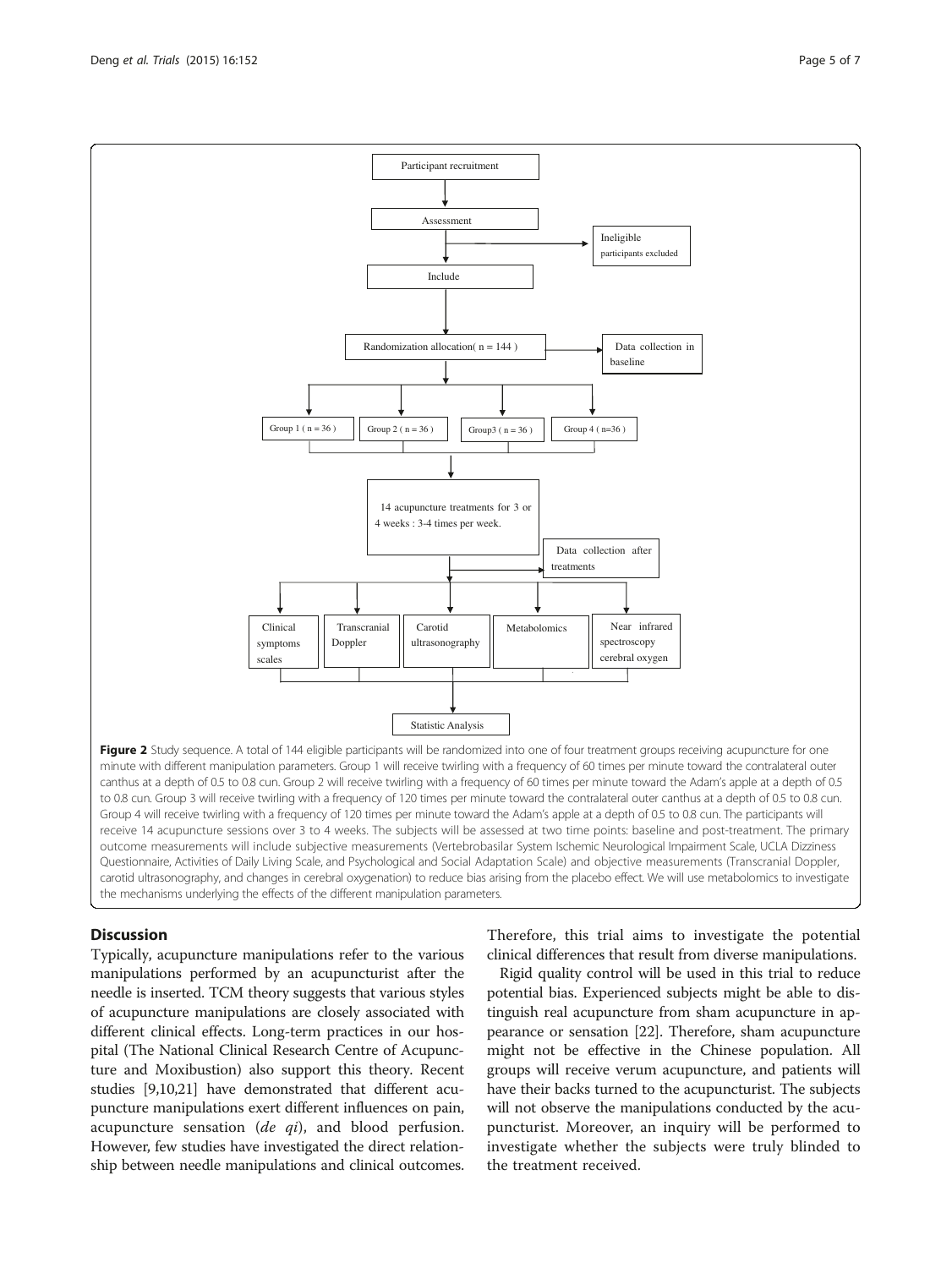Participant recruitment

Assessment

Ineligible participants excluded

Include

Randomization allocation( n = 144 )

Data collection in baseline

Group 1 ( n = 36 ) | Group 2 ( n = 36 ) | Group3 ( n = 36 ) | Group 4 ( n=36 )

14 acupuncture treatments for 3 or 4 weeks : 3-4 times per week.

Data collection after treatments

Clinical symptoms scales | Transcranial Doppler | Carotid ultrasonography | Metabolomics | Near infrared spectroscopy cerebral oxygen

Statistic Analysis

**Figure 2** Study sequence. A total of 144 eligible participants will be randomized into one of four treatment groups receiving acupuncture for one minute with different manipulation parameters. Group 1 will receive twirling with a frequency of 60 times per minute toward the contralateral outer canthus at a depth of 0.5 to 0.8 cun. Group 2 will receive twirling with a frequency of 60 times per minute toward the Adam's apple at a depth of 0.5 to 0.8 cun. Group 3 will receive twirling with a frequency of 120 times per minute toward the contralateral outer canthus at a depth of 0.5 to 0.8 cun. Group 4 will receive twirling with a frequency of 120 times per minute toward the Adam's apple at a depth of 0.5 to 0.8 cun. The participants will receive 14 acupuncture sessions over 3 to 4 weeks. The subjects will be assessed at two time points: baseline and post-treatment. The primary outcome measurements will include subjective measurements (Vertebrobasilar System Ischemic Neurological Impairment Scale, UCLA Dizziness Questionnaire, Activities of Daily Living Scale, and Psychological and Social Adaptation Scale) and objective measurements (Transcranial Doppler, carotid ultrasonography, and changes in cerebral oxygenation) to reduce bias arising from the placebo effect. We will use metabolomics to investigate the mechanisms underlying the effects of the different manipulation parameters.

## Discussion

Typically, acupuncture manipulations refer to the various manipulations performed by an acupuncturist after the needle is inserted. TCM theory suggests that various styles of acupuncture manipulations are closely associated with different clinical effects. Long-term practices in our hospital (The National Clinical Research Centre of Acupuncture and Moxibustion) also support this theory. Recent studies [9,10,21] have demonstrated that different acupuncture manipulations exert different influences on pain, acupuncture sensation (*de qi*), and blood perfusion. However, few studies have investigated the direct relationship between needle manipulations and clinical outcomes. Therefore, this trial aims to investigate the potential clinical differences that result from diverse manipulations.

Rigid quality control will be used in this trial to reduce potential bias. Experienced subjects might be able to distinguish real acupuncture from sham acupuncture in appearance or sensation [22]. Therefore, sham acupuncture might not be effective in the Chinese population. All groups will receive verum acupuncture, and patients will have their backs turned to the acupuncturist. The subjects will not observe the manipulations conducted by the acupuncturist. Moreover, an inquiry will be performed to investigate whether the subjects were truly blinded to the treatment received.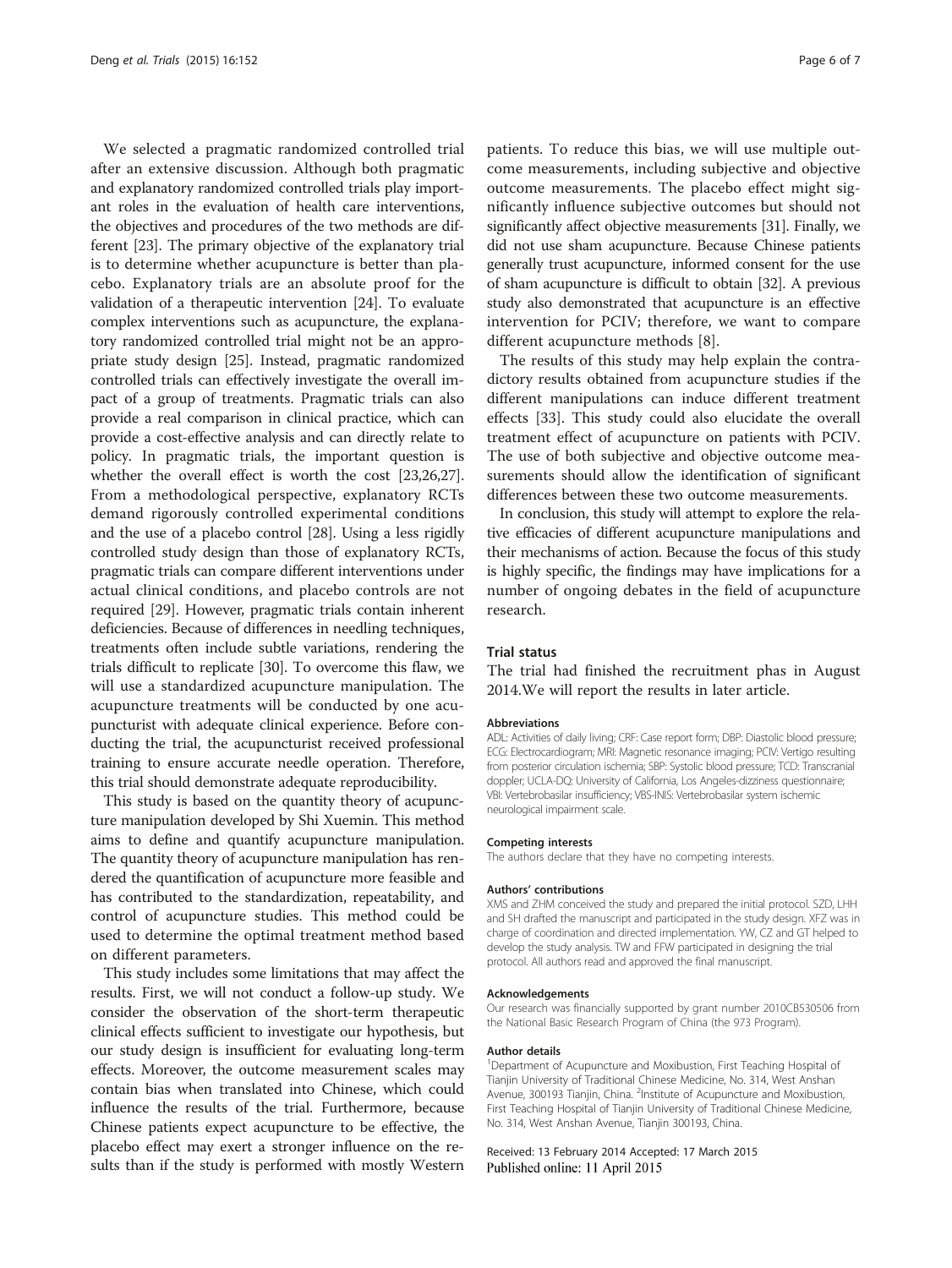We selected a pragmatic randomized controlled trial after an extensive discussion. Although both pragmatic and explanatory randomized controlled trials play important roles in the evaluation of health care interventions, the objectives and procedures of the two methods are different [23]. The primary objective of the explanatory trial is to determine whether acupuncture is better than placebo. Explanatory trials are an absolute proof for the validation of a therapeutic intervention [24]. To evaluate complex interventions such as acupuncture, the explanatory randomized controlled trial might not be an appropriate study design [25]. Instead, pragmatic randomized controlled trials can effectively investigate the overall impact of a group of treatments. Pragmatic trials can also provide a real comparison in clinical practice, which can provide a cost-effective analysis and can directly relate to policy. In pragmatic trials, the important question is whether the overall effect is worth the cost [23,26,27]. From a methodological perspective, explanatory RCTs demand rigorously controlled experimental conditions and the use of a placebo control [28]. Using a less rigidly controlled study design than those of explanatory RCTs, pragmatic trials can compare different interventions under actual clinical conditions, and placebo controls are not required [29]. However, pragmatic trials contain inherent deficiencies. Because of differences in needling techniques, treatments often include subtle variations, rendering the trials difficult to replicate [30]. To overcome this flaw, we will use a standardized acupuncture manipulation. The acupuncture treatments will be conducted by one acupuncturist with adequate clinical experience. Before conducting the trial, the acupuncturist received professional training to ensure accurate needle operation. Therefore, this trial should demonstrate adequate reproducibility.

This study is based on the quantity theory of acupuncture manipulation developed by Shi Xuemin. This method aims to define and quantify acupuncture manipulation. The quantity theory of acupuncture manipulation has rendered the quantification of acupuncture more feasible and has contributed to the standardization, repeatability, and control of acupuncture studies. This method could be used to determine the optimal treatment method based on different parameters.

This study includes some limitations that may affect the results. First, we will not conduct a follow-up study. We consider the observation of the short-term therapeutic clinical effects sufficient to investigate our hypothesis, but our study design is insufficient for evaluating long-term effects. Moreover, the outcome measurement scales may contain bias when translated into Chinese, which could influence the results of the trial. Furthermore, because Chinese patients expect acupuncture to be effective, the placebo effect may exert a stronger influence on the results than if the study is performed with mostly Western patients. To reduce this bias, we will use multiple outcome measurements, including subjective and objective outcome measurements. The placebo effect might significantly influence subjective outcomes but should not significantly affect objective measurements [31]. Finally, we did not use sham acupuncture. Because Chinese patients generally trust acupuncture, informed consent for the use of sham acupuncture is difficult to obtain [32]. A previous study also demonstrated that acupuncture is an effective intervention for PCIV; therefore, we want to compare different acupuncture methods [8].

The results of this study may help explain the contradictory results obtained from acupuncture studies if the different manipulations can induce different treatment effects [33]. This study could also elucidate the overall treatment effect of acupuncture on patients with PCIV. The use of both subjective and objective outcome measurements should allow the identification of significant differences between these two outcome measurements.

In conclusion, this study will attempt to explore the relative efficacies of different acupuncture manipulations and their mechanisms of action. Because the focus of this study is highly specific, the findings may have implications for a number of ongoing debates in the field of acupuncture research.

## Trial status

The trial had finished the recruitment phas in August 2014.We will report the results in later article.

#### Abbreviations

ADL: Activities of daily living; CRF: Case report form; DBP: Diastolic blood pressure; ECG: Electrocardiogram; MRI: Magnetic resonance imaging; PCIV: Vertigo resulting from posterior circulation ischemia; SBP: Systolic blood pressure; TCD: Transcranial doppler; UCLA-DQ: University of California, Los Angeles-dizziness questionnaire; VBI: Vertebrobasilar insufficiency; VBS-INIS: Vertebrobasilar system ischemic neurological impairment scale.

#### Competing interests

The authors declare that they have no competing interests.

#### Authors' contributions

XMS and ZHM conceived the study and prepared the initial protocol. SZD, LHH and SH drafted the manuscript and participated in the study design. XFZ was in charge of coordination and directed implementation. YW, CZ and GT helped to develop the study analysis. TW and FFW participated in designing the trial protocol. All authors read and approved the final manuscript.

#### Acknowledgements

Our research was financially supported by grant number 2010CB530506 from the National Basic Research Program of China (the 973 Program).

#### Author details

[1]Department of Acupuncture and Moxibustion, First Teaching Hospital of Tianjin University of Traditional Chinese Medicine, No. 314, West Anshan Avenue, 300193 Tianjin, China. [2]Institute of Acupuncture and Moxibustion, First Teaching Hospital of Tianjin University of Traditional Chinese Medicine, No. 314, West Anshan Avenue, Tianjin 300193, China.

Received: 13 February 2014 Accepted: 17 March 2015
Published online: 11 April 2015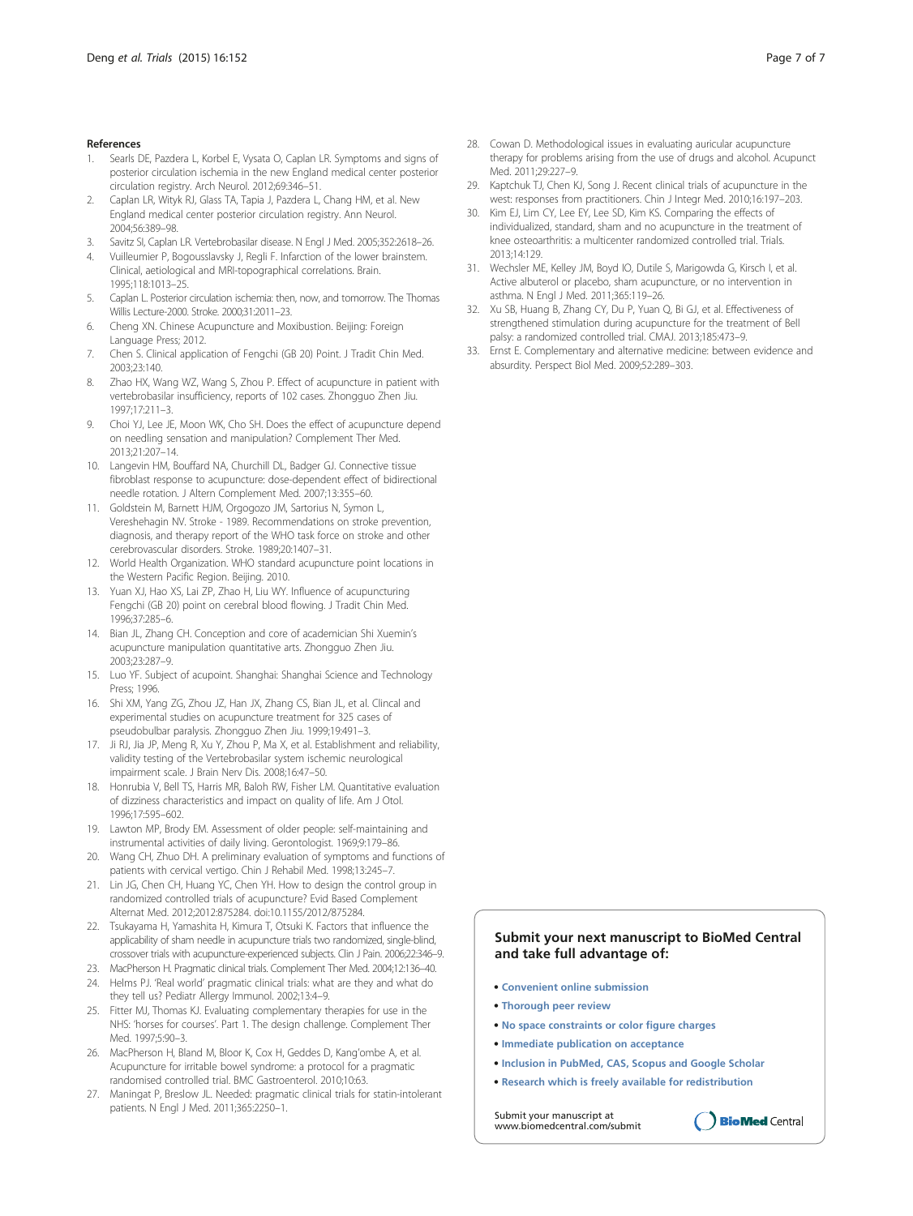## References

1. Searls DE, Pazdera L, Korbel E, Vysata O, Caplan LR. Symptoms and signs of posterior circulation ischemia in the new England medical center posterior circulation registry. Arch Neurol. 2012;69:346–51.
2. Caplan LR, Wityk RJ, Glass TA, Tapia J, Pazdera L, Chang HM, et al. New England medical center posterior circulation registry. Ann Neurol. 2004;56:389–98.
3. Savitz SI, Caplan LR. Vertebrobasilar disease. N Engl J Med. 2005;352:2618–26.
4. Vuilleumier P, Bogousslavsky J, Regli F. Infarction of the lower brainstem. Clinical, aetiological and MRI-topographical correlations. Brain. 1995;118:1013–25.
5. Caplan L. Posterior circulation ischemia: then, now, and tomorrow. The Thomas Willis Lecture-2000. Stroke. 2000;31:2011–23.
6. Cheng XN. Chinese Acupuncture and Moxibustion. Beijing: Foreign Language Press; 2012.
7. Chen S. Clinical application of Fengchi (GB 20) Point. J Tradit Chin Med. 2003;23:140.
8. Zhao HX, Wang WZ, Wang S, Zhou P. Effect of acupuncture in patient with vertebrobasilar insufficiency, reports of 102 cases. Zhongguo Zhen Jiu. 1997;17:211–3.
9. Choi YJ, Lee JE, Moon WK, Cho SH. Does the effect of acupuncture depend on needling sensation and manipulation? Complement Ther Med. 2013;21:207–14.
10. Langevin HM, Bouffard NA, Churchill DL, Badger GJ. Connective tissue fibroblast response to acupuncture: dose-dependent effect of bidirectional needle rotation. J Altern Complement Med. 2007;13:355–60.
11. Goldstein M, Barnett HJM, Orgogozo JM, Sartorius N, Symon L, Vereshehagin NV. Stroke - 1989. Recommendations on stroke prevention, diagnosis, and therapy report of the WHO task force on stroke and other cerebrovascular disorders. Stroke. 1989;20:1407–31.
12. World Health Organization. WHO standard acupuncture point locations in the Western Pacific Region. Beijing. 2010.
13. Yuan XJ, Hao XS, Lai ZP, Zhao H, Liu WY. Influence of acupuncturing Fengchi (GB 20) point on cerebral blood flowing. J Tradit Chin Med. 1996;37:285–6.
14. Bian JL, Zhang CH. Conception and core of academician Shi Xuemin's acupuncture manipulation quantitative arts. Zhongguo Zhen Jiu. 2003;23:287–9.
15. Luo YF. Subject of acupoint. Shanghai: Shanghai Science and Technology Press; 1996.
16. Shi XM, Yang ZG, Zhou JZ, Han JX, Zhang CS, Bian JL, et al. Clincal and experimental studies on acupuncture treatment for 325 cases of pseudobulbar paralysis. Zhongguo Zhen Jiu. 1999;19:491–3.
17. Ji RJ, Jia JP, Meng R, Xu Y, Zhou P, Ma X, et al. Establishment and reliability, validity testing of the Vertebrobasilar system ischemic neurological impairment scale. J Brain Nerv Dis. 2008;16:47–50.
18. Honrubia V, Bell TS, Harris MR, Baloh RW, Fisher LM. Quantitative evaluation of dizziness characteristics and impact on quality of life. Am J Otol. 1996;17:595–602.
19. Lawton MP, Brody EM. Assessment of older people: self-maintaining and instrumental activities of daily living. Gerontologist. 1969;9:179–86.
20. Wang CH, Zhuo DH. A preliminary evaluation of symptoms and functions of patients with cervical vertigo. Chin J Rehabil Med. 1998;13:245–7.
21. Lin JG, Chen CH, Huang YC, Chen YH. How to design the control group in randomized controlled trials of acupuncture? Evid Based Complement Alternat Med. 2012;2012:875284. doi:10.1155/2012/875284.
22. Tsukayama H, Yamashita H, Kimura T, Otsuki K. Factors that influence the applicability of sham needle in acupuncture trials two randomized, single-blind, crossover trials with acupuncture-experienced subjects. Clin J Pain. 2006;22:346–9.
23. MacPherson H. Pragmatic clinical trials. Complement Ther Med. 2004;12:136–40.
24. Helms PJ. 'Real world' pragmatic clinical trials: what are they and what do they tell us? Pediatr Allergy Immunol. 2002;13:4–9.
25. Fitter MJ, Thomas KJ. Evaluating complementary therapies for use in the NHS: 'horses for courses'. Part 1. The design challenge. Complement Ther Med. 1997;5:90–3.
26. MacPherson H, Bland M, Bloor K, Cox H, Geddes D, Kang'ombe A, et al. Acupuncture for irritable bowel syndrome: a protocol for a pragmatic randomised controlled trial. BMC Gastroenterol. 2010;10:63.
27. Maningat P, Breslow JL. Needed: pragmatic clinical trials for statin-intolerant patients. N Engl J Med. 2011;365:2250–1.
28. Cowan D. Methodological issues in evaluating auricular acupuncture therapy for problems arising from the use of drugs and alcohol. Acupunct Med. 2011;29:227–9.
29. Kaptchuk TJ, Chen KJ, Song J. Recent clinical trials of acupuncture in the west: responses from practitioners. Chin J Integr Med. 2010;16:197–203.
30. Kim EJ, Lim CY, Lee EY, Lee SD, Kim KS. Comparing the effects of individualized, standard, sham and no acupuncture in the treatment of knee osteoarthritis: a multicenter randomized controlled trial. Trials. 2013;14:129.
31. Wechsler ME, Kelley JM, Boyd IO, Dutile S, Marigowda G, Kirsch I, et al. Active albuterol or placebo, sham acupuncture, or no intervention in asthma. N Engl J Med. 2011;365:119–26.
32. Xu SB, Huang B, Zhang CY, Du P, Yuan Q, Bi GJ, et al. Effectiveness of strengthened stimulation during acupuncture for the treatment of Bell palsy: a randomized controlled trial. CMAJ. 2013;185:473–9.
33. Ernst E. Complementary and alternative medicine: between evidence and absurdity. Perspect Biol Med. 2009;52:289–303.

**Submit your next manuscript to BioMed Central and take full advantage of:**

- **Convenient online submission**
- **Thorough peer review**
- **No space constraints or color figure charges**
- **Immediate publication on acceptance**
- **Inclusion in PubMed, CAS, Scopus and Google Scholar**
- **Research which is freely available for redistribution**

Submit your manuscript at
www.biomedcentral.com/submit

BioMed Central